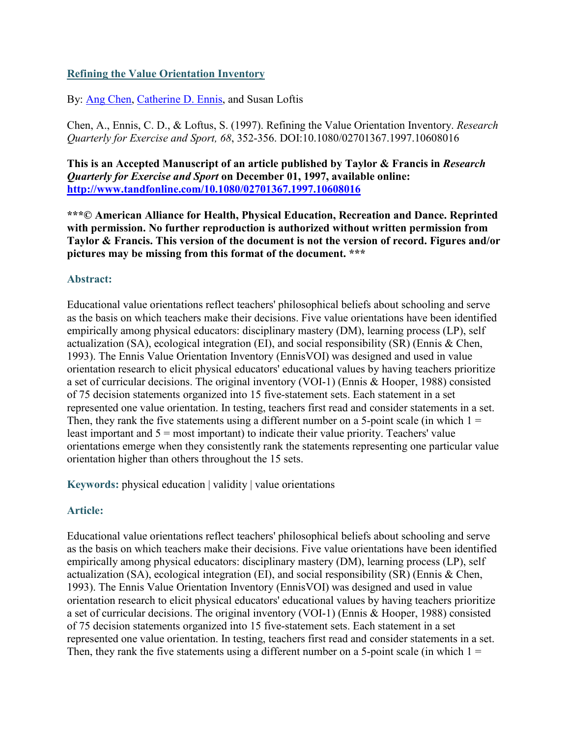[Refining the Value Orientation Inventory](#)

By: [Ang Chen](#), [Catherine D. Ennis](#), and Susan Loftis

Chen, A., Ennis, C. D., & Loftus, S. (1997). Refining the Value Orientation Inventory. *Research Quarterly for Exercise and Sport, 68*, 352-356. DOI:10.1080/02701367.1997.10608016

**This is an Accepted Manuscript of an article published by Taylor & Francis in *Research Quarterly for Exercise and Sport* on December 01, 1997, available online: [http://www.tandfonline.com/10.1080/02701367.1997.10608016](http://www.tandfonline.com/10.1080/02701367.1997.10608016)**

**\*\*\*© American Alliance for Health, Physical Education, Recreation and Dance. Reprinted with permission. No further reproduction is authorized without written permission from Taylor & Francis. This version of the document is not the version of record. Figures and/or pictures may be missing from this format of the document. \*\*\***

### Abstract:

Educational value orientations reflect teachers' philosophical beliefs about schooling and serve as the basis on which teachers make their decisions. Five value orientations have been identified empirically among physical educators: disciplinary mastery (DM), learning process (LP), self actualization (SA), ecological integration (EI), and social responsibility (SR) (Ennis & Chen, 1993). The Ennis Value Orientation Inventory (EnnisVOI) was designed and used in value orientation research to elicit physical educators' educational values by having teachers prioritize a set of curricular decisions. The original inventory (VOI-1) (Ennis & Hooper, 1988) consisted of 75 decision statements organized into 15 five-statement sets. Each statement in a set represented one value orientation. In testing, teachers first read and consider statements in a set. Then, they rank the five statements using a different number on a 5-point scale (in which 1 = least important and 5 = most important) to indicate their value priority. Teachers' value orientations emerge when they consistently rank the statements representing one particular value orientation higher than others throughout the 15 sets.

**Keywords:** physical education | validity | value orientations

### Article:

Educational value orientations reflect teachers' philosophical beliefs about schooling and serve as the basis on which teachers make their decisions. Five value orientations have been identified empirically among physical educators: disciplinary mastery (DM), learning process (LP), self actualization (SA), ecological integration (EI), and social responsibility (SR) (Ennis & Chen, 1993). The Ennis Value Orientation Inventory (EnnisVOI) was designed and used in value orientation research to elicit physical educators' educational values by having teachers prioritize a set of curricular decisions. The original inventory (VOI-1) (Ennis & Hooper, 1988) consisted of 75 decision statements organized into 15 five-statement sets. Each statement in a set represented one value orientation. In testing, teachers first read and consider statements in a set. Then, they rank the five statements using a different number on a 5-point scale (in which 1 =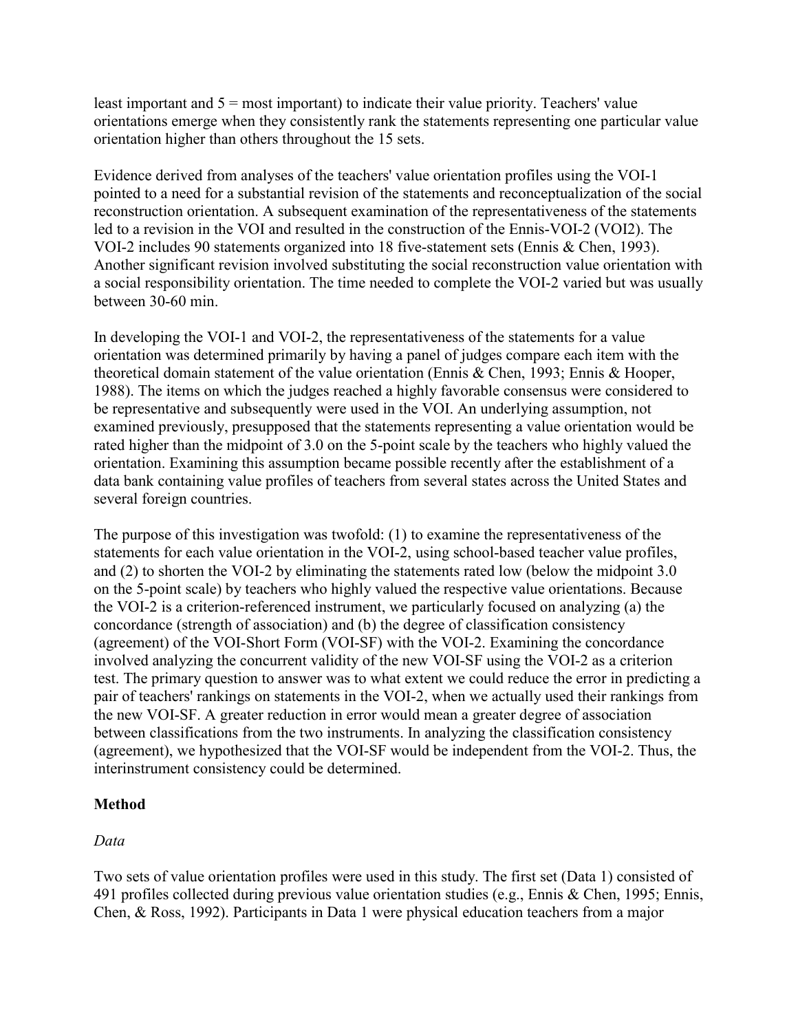least important and 5 = most important) to indicate their value priority. Teachers' value orientations emerge when they consistently rank the statements representing one particular value orientation higher than others throughout the 15 sets.

Evidence derived from analyses of the teachers' value orientation profiles using the VOI-1 pointed to a need for a substantial revision of the statements and reconceptualization of the social reconstruction orientation. A subsequent examination of the representativeness of the statements led to a revision in the VOI and resulted in the construction of the Ennis-VOI-2 (VOI2). The VOI-2 includes 90 statements organized into 18 five-statement sets (Ennis & Chen, 1993). Another significant revision involved substituting the social reconstruction value orientation with a social responsibility orientation. The time needed to complete the VOI-2 varied but was usually between 30-60 min.

In developing the VOI-1 and VOI-2, the representativeness of the statements for a value orientation was determined primarily by having a panel of judges compare each item with the theoretical domain statement of the value orientation (Ennis & Chen, 1993; Ennis & Hooper, 1988). The items on which the judges reached a highly favorable consensus were considered to be representative and subsequently were used in the VOI. An underlying assumption, not examined previously, presupposed that the statements representing a value orientation would be rated higher than the midpoint of 3.0 on the 5-point scale by the teachers who highly valued the orientation. Examining this assumption became possible recently after the establishment of a data bank containing value profiles of teachers from several states across the United States and several foreign countries.

The purpose of this investigation was twofold: (1) to examine the representativeness of the statements for each value orientation in the VOI-2, using school-based teacher value profiles, and (2) to shorten the VOI-2 by eliminating the statements rated low (below the midpoint 3.0 on the 5-point scale) by teachers who highly valued the respective value orientations. Because the VOI-2 is a criterion-referenced instrument, we particularly focused on analyzing (a) the concordance (strength of association) and (b) the degree of classification consistency (agreement) of the VOI-Short Form (VOI-SF) with the VOI-2. Examining the concordance involved analyzing the concurrent validity of the new VOI-SF using the VOI-2 as a criterion test. The primary question to answer was to what extent we could reduce the error in predicting a pair of teachers' rankings on statements in the VOI-2, when we actually used their rankings from the new VOI-SF. A greater reduction in error would mean a greater degree of association between classifications from the two instruments. In analyzing the classification consistency (agreement), we hypothesized that the VOI-SF would be independent from the VOI-2. Thus, the interinstrument consistency could be determined.

## Method

### *Data*

Two sets of value orientation profiles were used in this study. The first set (Data 1) consisted of 491 profiles collected during previous value orientation studies (e.g., Ennis & Chen, 1995; Ennis, Chen, & Ross, 1992). Participants in Data 1 were physical education teachers from a major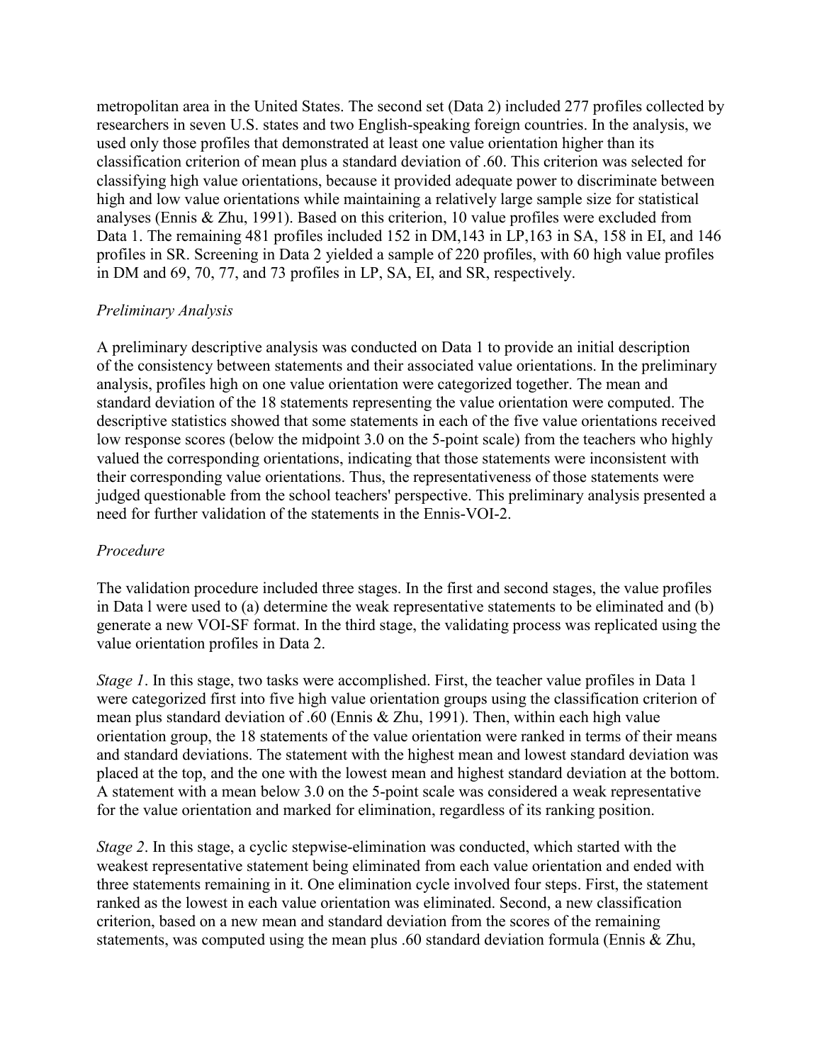metropolitan area in the United States. The second set (Data 2) included 277 profiles collected by researchers in seven U.S. states and two English-speaking foreign countries. In the analysis, we used only those profiles that demonstrated at least one value orientation higher than its classification criterion of mean plus a standard deviation of .60. This criterion was selected for classifying high value orientations, because it provided adequate power to discriminate between high and low value orientations while maintaining a relatively large sample size for statistical analyses (Ennis & Zhu, 1991). Based on this criterion, 10 value profiles were excluded from Data 1. The remaining 481 profiles included 152 in DM,143 in LP,163 in SA, 158 in EI, and 146 profiles in SR. Screening in Data 2 yielded a sample of 220 profiles, with 60 high value profiles in DM and 69, 70, 77, and 73 profiles in LP, SA, EI, and SR, respectively.

*Preliminary Analysis*

A preliminary descriptive analysis was conducted on Data 1 to provide an initial description of the consistency between statements and their associated value orientations. In the preliminary analysis, profiles high on one value orientation were categorized together. The mean and standard deviation of the 18 statements representing the value orientation were computed. The descriptive statistics showed that some statements in each of the five value orientations received low response scores (below the midpoint 3.0 on the 5-point scale) from the teachers who highly valued the corresponding orientations, indicating that those statements were inconsistent with their corresponding value orientations. Thus, the representativeness of those statements were judged questionable from the school teachers' perspective. This preliminary analysis presented a need for further validation of the statements in the Ennis-VOI-2.

*Procedure*

The validation procedure included three stages. In the first and second stages, the value profiles in Data l were used to (a) determine the weak representative statements to be eliminated and (b) generate a new VOI-SF format. In the third stage, the validating process was replicated using the value orientation profiles in Data 2.

*Stage 1*. In this stage, two tasks were accomplished. First, the teacher value profiles in Data 1 were categorized first into five high value orientation groups using the classification criterion of mean plus standard deviation of .60 (Ennis & Zhu, 1991). Then, within each high value orientation group, the 18 statements of the value orientation were ranked in terms of their means and standard deviations. The statement with the highest mean and lowest standard deviation was placed at the top, and the one with the lowest mean and highest standard deviation at the bottom. A statement with a mean below 3.0 on the 5-point scale was considered a weak representative for the value orientation and marked for elimination, regardless of its ranking position.

*Stage 2*. In this stage, a cyclic stepwise-elimination was conducted, which started with the weakest representative statement being eliminated from each value orientation and ended with three statements remaining in it. One elimination cycle involved four steps. First, the statement ranked as the lowest in each value orientation was eliminated. Second, a new classification criterion, based on a new mean and standard deviation from the scores of the remaining statements, was computed using the mean plus .60 standard deviation formula (Ennis & Zhu,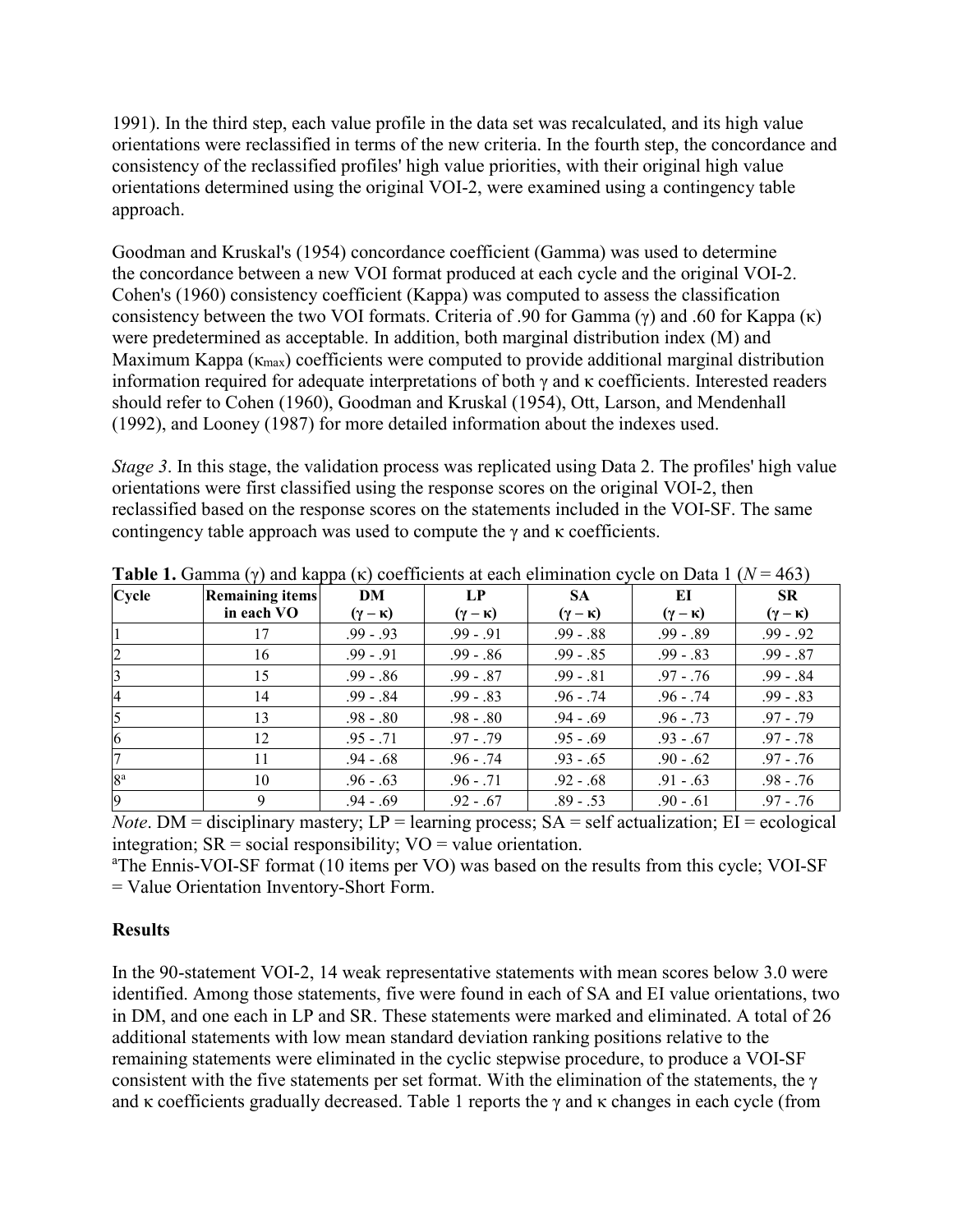1991). In the third step, each value profile in the data set was recalculated, and its high value orientations were reclassified in terms of the new criteria. In the fourth step, the concordance and consistency of the reclassified profiles' high value priorities, with their original high value orientations determined using the original VOI-2, were examined using a contingency table approach.

Goodman and Kruskal's (1954) concordance coefficient (Gamma) was used to determine the concordance between a new VOI format produced at each cycle and the original VOI-2. Cohen's (1960) consistency coefficient (Kappa) was computed to assess the classification consistency between the two VOI formats. Criteria of .90 for Gamma ($\gamma$) and .60 for Kappa ($\kappa$) were predetermined as acceptable. In addition, both marginal distribution index (M) and Maximum Kappa ($\kappa_{max}$) coefficients were computed to provide additional marginal distribution information required for adequate interpretations of both $\gamma$ and $\kappa$ coefficients. Interested readers should refer to Cohen (1960), Goodman and Kruskal (1954), Ott, Larson, and Mendenhall (1992), and Looney (1987) for more detailed information about the indexes used.

*Stage 3*. In this stage, the validation process was replicated using Data 2. The profiles' high value orientations were first classified using the response scores on the original VOI-2, then reclassified based on the response scores on the statements included in the VOI-SF. The same contingency table approach was used to compute the $\gamma$ and $\kappa$ coefficients.

**Table 1.** Gamma ($\gamma$) and kappa ($\kappa$) coefficients at each elimination cycle on Data 1 ($N = 463$)

| Cycle | Remaining items in each VO | DM ($\gamma - \kappa$) | LP ($\gamma - \kappa$) | SA ($\gamma - \kappa$) | EI ($\gamma - \kappa$) | SR ($\gamma - \kappa$) |
|---|---|---|---|---|---|---|
| 1 | 17 | .99 - .93 | .99 - .91 | .99 - .88 | .99 - .89 | .99 - .92 |
| 2 | 16 | .99 - .91 | .99 - .86 | .99 - .85 | .99 - .83 | .99 - .87 |
| 3 | 15 | .99 - .86 | .99 - .87 | .99 - .81 | .97 - .76 | .99 - .84 |
| 4 | 14 | .99 - .84 | .99 - .83 | .96 - .74 | .96 - .74 | .99 - .83 |
| 5 | 13 | .98 - .80 | .98 - .80 | .94 - .69 | .96 - .73 | .97 - .79 |
| 6 | 12 | .95 - .71 | .97 - .79 | .95 - .69 | .93 - .67 | .97 - .78 |
| 7 | 11 | .94 - .68 | .96 - .74 | .93 - .65 | .90 - .62 | .97 - .76 |
| 8[a] | 10 | .96 - .63 | .96 - .71 | .92 - .68 | .91 - .63 | .98 - .76 |
| 9 | 9 | .94 - .69 | .92 - .67 | .89 - .53 | .90 - .61 | .97 - .76 |

*Note*. DM = disciplinary mastery; LP = learning process; SA = self actualization; EI = ecological integration; SR = social responsibility; VO = value orientation.
[a]The Ennis-VOI-SF format (10 items per VO) was based on the results from this cycle; VOI-SF = Value Orientation Inventory-Short Form.

## Results

In the 90-statement VOI-2, 14 weak representative statements with mean scores below 3.0 were identified. Among those statements, five were found in each of SA and EI value orientations, two in DM, and one each in LP and SR. These statements were marked and eliminated. A total of 26 additional statements with low mean standard deviation ranking positions relative to the remaining statements were eliminated in the cyclic stepwise procedure, to produce a VOI-SF consistent with the five statements per set format. With the elimination of the statements, the $\gamma$ and $\kappa$ coefficients gradually decreased. Table 1 reports the $\gamma$ and $\kappa$ changes in each cycle (from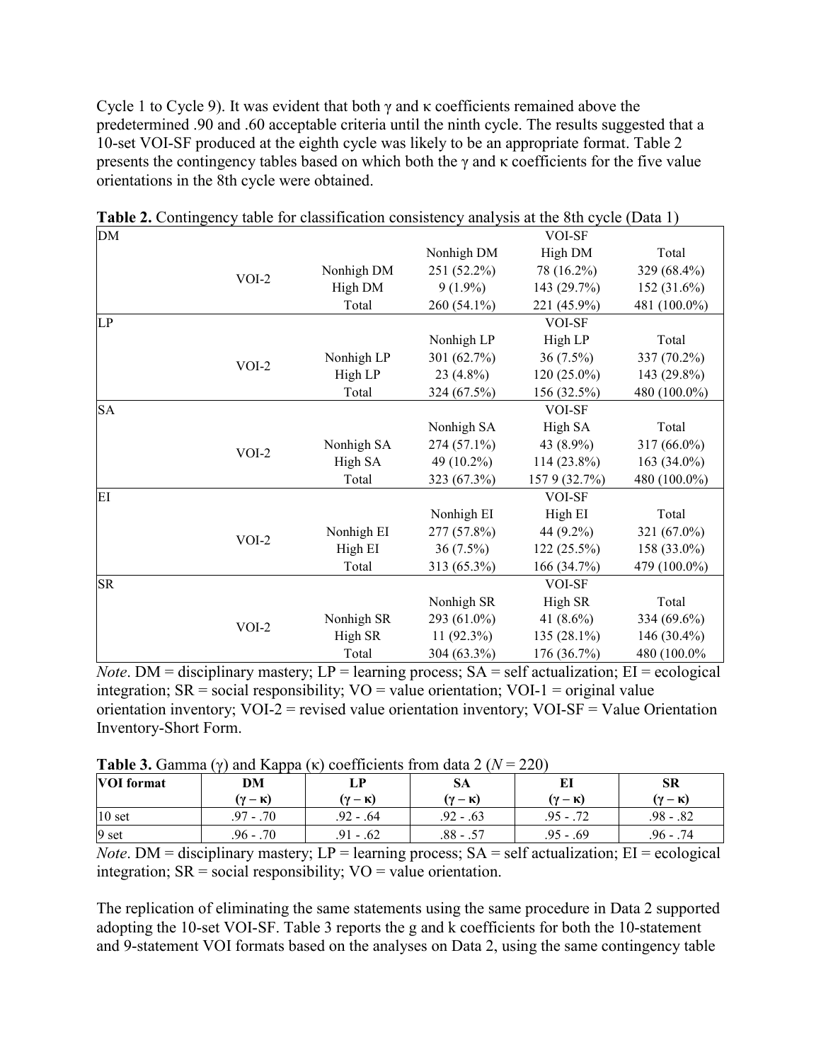Cycle 1 to Cycle 9). It was evident that both γ and κ coefficients remained above the predetermined .90 and .60 acceptable criteria until the ninth cycle. The results suggested that a 10-set VOI-SF produced at the eighth cycle was likely to be an appropriate format. Table 2 presents the contingency tables based on which both the γ and κ coefficients for the five value orientations in the 8th cycle were obtained.

**Table 2.** Contingency table for classification consistency analysis at the 8th cycle (Data 1)

| DM | | | VOI-SF | | |
|---|---|---|---|---|---|
| | | | Nonhigh DM | High DM | Total |
| | VOI-2 | Nonhigh DM | 251 (52.2%) | 78 (16.2%) | 329 (68.4%) |
| | | High DM | 9 (1.9%) | 143 (29.7%) | 152 (31.6%) |
| | | Total | 260 (54.1%) | 221 (45.9%) | 481 (100.0%) |
| **LP** | | | VOI-SF | | |
| | | | Nonhigh LP | High LP | Total |
| | VOI-2 | Nonhigh LP | 301 (62.7%) | 36 (7.5%) | 337 (70.2%) |
| | | High LP | 23 (4.8%) | 120 (25.0%) | 143 (29.8%) |
| | | Total | 324 (67.5%) | 156 (32.5%) | 480 (100.0%) |
| **SA** | | | VOI-SF | | |
| | | | Nonhigh SA | High SA | Total |
| | VOI-2 | Nonhigh SA | 274 (57.1%) | 43 (8.9%) | 317 (66.0%) |
| | | High SA | 49 (10.2%) | 114 (23.8%) | 163 (34.0%) |
| | | Total | 323 (67.3%) | 157 9 (32.7%) | 480 (100.0%) |
| **EI** | | | VOI-SF | | |
| | | | Nonhigh EI | High EI | Total |
| | VOI-2 | Nonhigh EI | 277 (57.8%) | 44 (9.2%) | 321 (67.0%) |
| | | High EI | 36 (7.5%) | 122 (25.5%) | 158 (33.0%) |
| | | Total | 313 (65.3%) | 166 (34.7%) | 479 (100.0%) |
| **SR** | | | VOI-SF | | |
| | | | Nonhigh SR | High SR | Total |
| | VOI-2 | Nonhigh SR | 293 (61.0%) | 41 (8.6%) | 334 (69.6%) |
| | | High SR | 11 (92.3%) | 135 (28.1%) | 146 (30.4%) |
| | | Total | 304 (63.3%) | 176 (36.7%) | 480 (100.0% |

*Note*. DM = disciplinary mastery; LP = learning process; SA = self actualization; EI = ecological integration; SR = social responsibility; VO = value orientation; VOI-1 = original value orientation inventory; VOI-2 = revised value orientation inventory; VOI-SF = Value Orientation Inventory-Short Form.

**Table 3.** Gamma (γ) and Kappa (κ) coefficients from data 2 ($N = 220$)

| VOI format | DM (γ – κ) | LP (γ – κ) | SA (γ – κ) | EI (γ – κ) | SR (γ – κ) |
|---|---|---|---|---|---|
| 10 set | .97 - .70 | .92 - .64 | .92 - .63 | .95 - .72 | .98 - .82 |
| 9 set | .96 - .70 | .91 - .62 | .88 - .57 | .95 - .69 | .96 - .74 |

*Note*. DM = disciplinary mastery; LP = learning process; SA = self actualization; EI = ecological integration; SR = social responsibility; VO = value orientation.

The replication of eliminating the same statements using the same procedure in Data 2 supported adopting the 10-set VOI-SF. Table 3 reports the g and k coefficients for both the 10-statement and 9-statement VOI formats based on the analyses on Data 2, using the same contingency table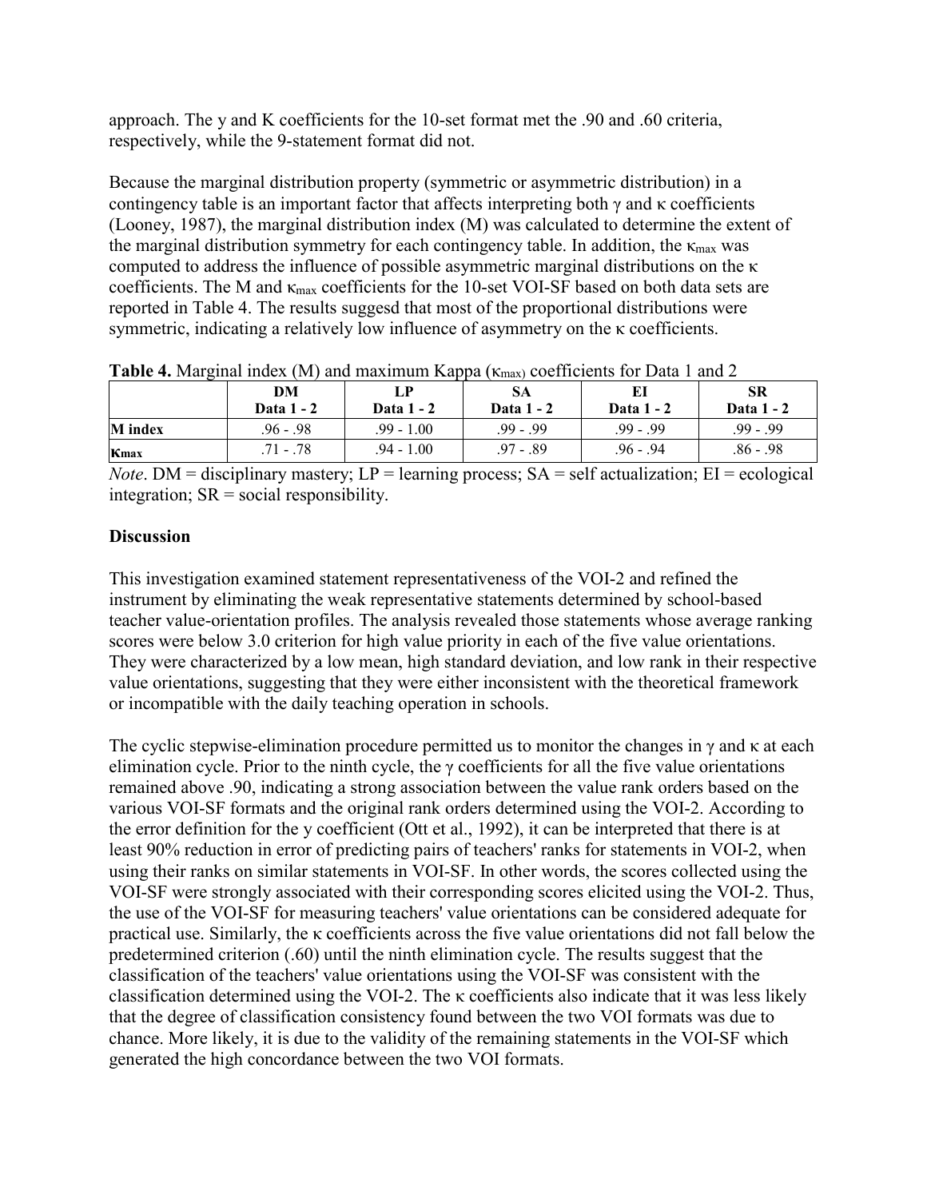approach. The y and K coefficients for the 10-set format met the .90 and .60 criteria, respectively, while the 9-statement format did not.

Because the marginal distribution property (symmetric or asymmetric distribution) in a contingency table is an important factor that affects interpreting both γ and κ coefficients (Looney, 1987), the marginal distribution index (M) was calculated to determine the extent of the marginal distribution symmetry for each contingency table. In addition, the $\kappa_{max}$ was computed to address the influence of possible asymmetric marginal distributions on the κ coefficients. The M and $\kappa_{max}$ coefficients for the 10-set VOI-SF based on both data sets are reported in Table 4. The results suggesd that most of the proportional distributions were symmetric, indicating a relatively low influence of asymmetry on the κ coefficients.

**Table 4.** Marginal index (M) and maximum Kappa ($\kappa_{max}$) coefficients for Data 1 and 2

| | DM Data 1 - 2 | LP Data 1 - 2 | SA Data 1 - 2 | EI Data 1 - 2 | SR Data 1 - 2 |
|---|---|---|---|---|---|
| **M index** | .96 - .98 | .99 - 1.00 | .99 - .99 | .99 - .99 | .99 - .99 |
| $\kappa_{max}$ | .71 - .78 | .94 - 1.00 | .97 - .89 | .96 - .94 | .86 - .98 |

*Note*. DM = disciplinary mastery; LP = learning process; SA = self actualization; EI = ecological integration; SR = social responsibility.

**Discussion**

This investigation examined statement representativeness of the VOI-2 and refined the instrument by eliminating the weak representative statements determined by school-based teacher value-orientation profiles. The analysis revealed those statements whose average ranking scores were below 3.0 criterion for high value priority in each of the five value orientations. They were characterized by a low mean, high standard deviation, and low rank in their respective value orientations, suggesting that they were either inconsistent with the theoretical framework or incompatible with the daily teaching operation in schools.

The cyclic stepwise-elimination procedure permitted us to monitor the changes in γ and κ at each elimination cycle. Prior to the ninth cycle, the γ coefficients for all the five value orientations remained above .90, indicating a strong association between the value rank orders based on the various VOI-SF formats and the original rank orders determined using the VOI-2. According to the error definition for the y coefficient (Ott et al., 1992), it can be interpreted that there is at least 90% reduction in error of predicting pairs of teachers' ranks for statements in VOI-2, when using their ranks on similar statements in VOI-SF. In other words, the scores collected using the VOI-SF were strongly associated with their corresponding scores elicited using the VOI-2. Thus, the use of the VOI-SF for measuring teachers' value orientations can be considered adequate for practical use. Similarly, the κ coefficients across the five value orientations did not fall below the predetermined criterion (.60) until the ninth elimination cycle. The results suggest that the classification of the teachers' value orientations using the VOI-SF was consistent with the classification determined using the VOI-2. The κ coefficients also indicate that it was less likely that the degree of classification consistency found between the two VOI formats was due to chance. More likely, it is due to the validity of the remaining statements in the VOI-SF which generated the high concordance between the two VOI formats.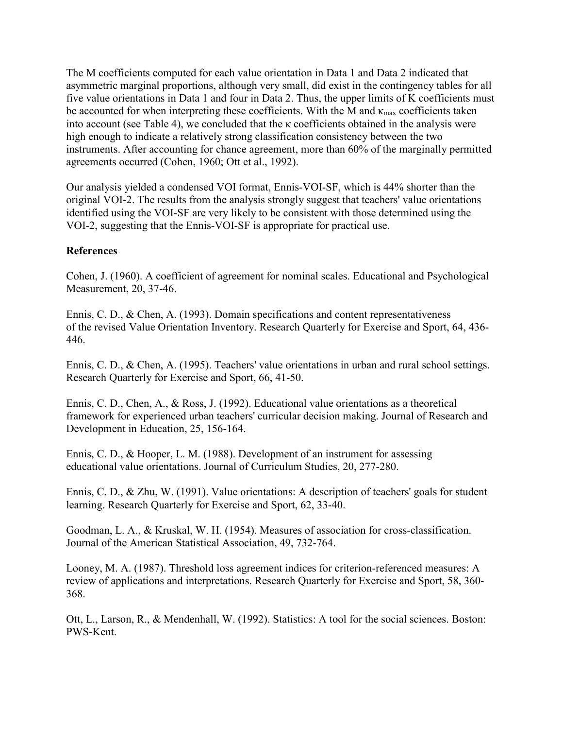The M coefficients computed for each value orientation in Data 1 and Data 2 indicated that asymmetric marginal proportions, although very small, did exist in the contingency tables for all five value orientations in Data 1 and four in Data 2. Thus, the upper limits of K coefficients must be accounted for when interpreting these coefficients. With the M and $\kappa_{max}$ coefficients taken into account (see Table 4), we concluded that the $\kappa$ coefficients obtained in the analysis were high enough to indicate a relatively strong classification consistency between the two instruments. After accounting for chance agreement, more than 60% of the marginally permitted agreements occurred (Cohen, 1960; Ott et al., 1992).

Our analysis yielded a condensed VOI format, Ennis-VOI-SF, which is 44% shorter than the original VOI-2. The results from the analysis strongly suggest that teachers' value orientations identified using the VOI-SF are very likely to be consistent with those determined using the VOI-2, suggesting that the Ennis-VOI-SF is appropriate for practical use.

**References**

Cohen, J. (1960). A coefficient of agreement for nominal scales. Educational and Psychological Measurement, 20, 37-46.

Ennis, C. D., & Chen, A. (1993). Domain specifications and content representativeness of the revised Value Orientation Inventory. Research Quarterly for Exercise and Sport, 64, 436-446.

Ennis, C. D., & Chen, A. (1995). Teachers' value orientations in urban and rural school settings. Research Quarterly for Exercise and Sport, 66, 41-50.

Ennis, C. D., Chen, A., & Ross, J. (1992). Educational value orientations as a theoretical framework for experienced urban teachers' curricular decision making. Journal of Research and Development in Education, 25, 156-164.

Ennis, C. D., & Hooper, L. M. (1988). Development of an instrument for assessing educational value orientations. Journal of Curriculum Studies, 20, 277-280.

Ennis, C. D., & Zhu, W. (1991). Value orientations: A description of teachers' goals for student learning. Research Quarterly for Exercise and Sport, 62, 33-40.

Goodman, L. A., & Kruskal, W. H. (1954). Measures of association for cross-classification. Journal of the American Statistical Association, 49, 732-764.

Looney, M. A. (1987). Threshold loss agreement indices for criterion-referenced measures: A review of applications and interpretations. Research Quarterly for Exercise and Sport, 58, 360-368.

Ott, L., Larson, R., & Mendenhall, W. (1992). Statistics: A tool for the social sciences. Boston: PWS-Kent.